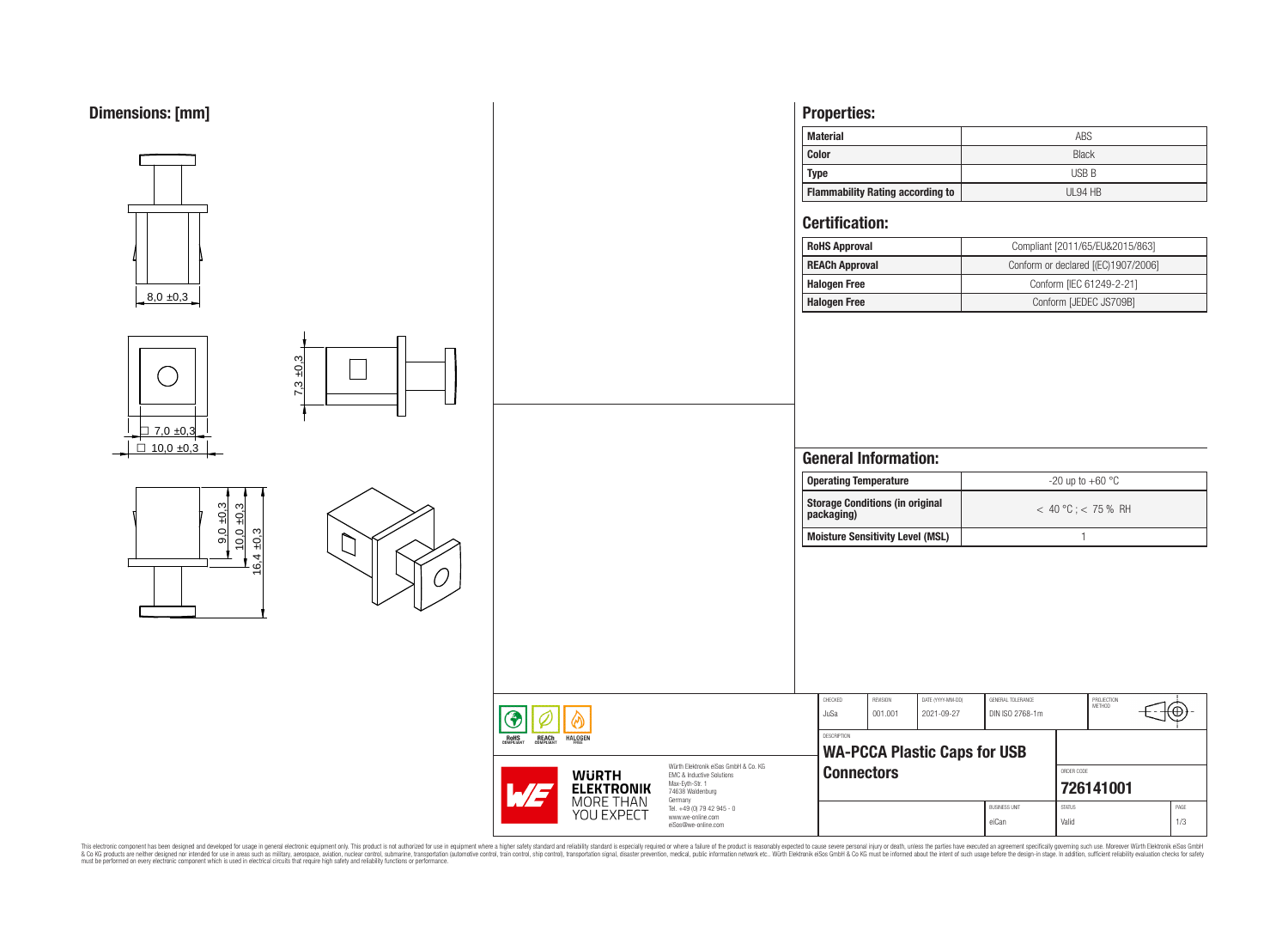## Dimensions: [mm]

8,0 ±0,3

☐ 7,0 ±0,3

☐ 10,0 ±0,3

7,3 ±0,3

9,0 ±0,3

10,0 ±0,3

16,4 ±0,3

## Properties:

| Material | ABS |
|---|---|
| Color | Black |
| Type | USB B |
| Flammability Rating according to | UL94 HB |

## Certification:

| RoHS Approval | Compliant [2011/65/EU&2015/863] |
|---|---|
| REACh Approval | Conform or declared [(EC)1907/2006] |
| Halogen Free | Conform [IEC 61249-2-21] |
| Halogen Free | Conform [JEDEC JS709B] |

## General Information:

| Operating Temperature | -20 up to +60 °C |
|---|---|
| Storage Conditions (in original packaging) | < 40 °C ; < 75 % RH |
| Moisture Sensitivity Level (MSL) | 1 |

| CHECKED | REVISION | DATE (YYYY-MM-DD) | GENERAL TOLERANCE | PROJECTION METHOD |
|---|---|---|---|---|
| JuSa | 001.001 | 2021-09-27 | DIN ISO 2768-1m | |

DESCRIPTION

**WA-PCCA Plastic Caps for USB Connectors**

ORDER CODE: **726141001**

| BUSINESS UNIT | STATUS | PAGE |
|---|---|---|
| eiCan | Valid | 1/3 |

RoHS COMPLIANT · REACh COMPLIANT · HALOGEN FREE

WÜRTH ELEKTRONIK MORE THAN YOU EXPECT

Würth Elektronik eiSos GmbH & Co. KG
EMC & Inductive Solutions
Max-Eyth-Str. 1
74638 Waldenburg
Germany
Tel. +49 (0) 79 42 945 - 0
www.we-online.com
eiSos@we-online.com

This electronic component has been designed and developed for usage in general electronic equipment only. This product is not authorized for use in equipment where a higher safety standard and reliability standard is especially required or where a failure of the product is reasonably expected to cause severe personal injury or death, unless the parties have executed an agreement specifically governing such use. Moreover Würth Elektronik eiSos GmbH & Co KG products are neither designed nor intended for use in areas such as military, aerospace, aviation, nuclear control, submarine, transportation (automotive control, train control, ship control), transportation signal, disaster prevention, medical, public information network etc.. Würth Elektronik eiSos GmbH & Co KG must be informed about the intent of such usage before the design-in stage. In addition, sufficient reliability evaluation checks for safety must be performed on every electronic component which is used in electrical circuits that require high safety and reliability functions or performance.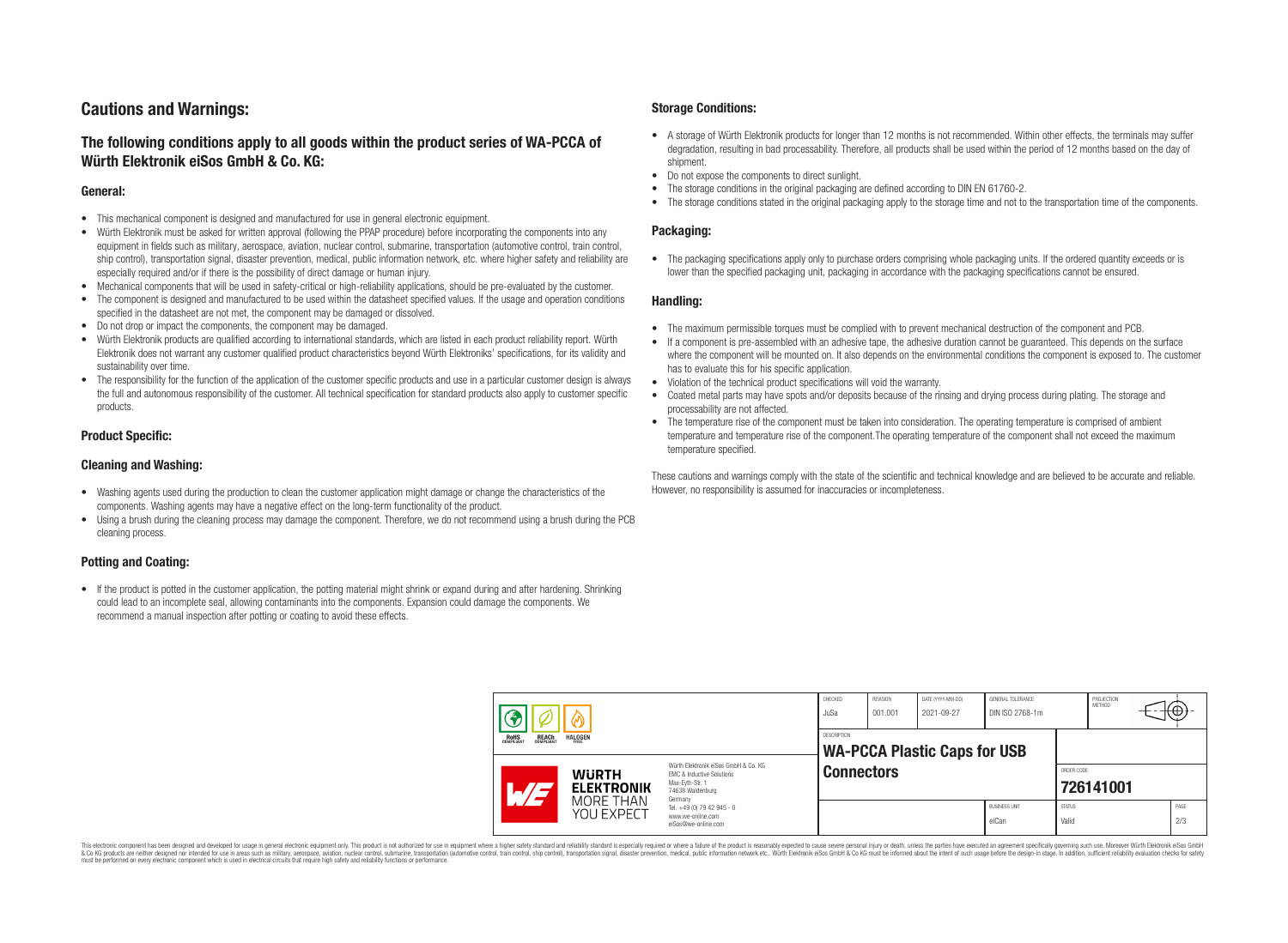# Cautions and Warnings:

## The following conditions apply to all goods within the product series of WA-PCCA of Würth Elektronik eiSos GmbH & Co. KG:

### General:

- This mechanical component is designed and manufactured for use in general electronic equipment.
- Würth Elektronik must be asked for written approval (following the PPAP procedure) before incorporating the components into any equipment in fields such as military, aerospace, aviation, nuclear control, submarine, transportation (automotive control, train control, ship control), transportation signal, disaster prevention, medical, public information network, etc. where higher safety and reliability are especially required and/or if there is the possibility of direct damage or human injury.
- Mechanical components that will be used in safety-critical or high-reliability applications, should be pre-evaluated by the customer.
- The component is designed and manufactured to be used within the datasheet specified values. If the usage and operation conditions specified in the datasheet are not met, the component may be damaged or dissolved.
- Do not drop or impact the components, the component may be damaged.
- Würth Elektronik products are qualified according to international standards, which are listed in each product reliability report. Würth Elektronik does not warrant any customer qualified product characteristics beyond Würth Elektroniks' specifications, for its validity and sustainability over time.
- The responsibility for the function of the application of the customer specific products and use in a particular customer design is always the full and autonomous responsibility of the customer. All technical specification for standard products also apply to customer specific products.

### Product Specific:

### Cleaning and Washing:

- Washing agents used during the production to clean the customer application might damage or change the characteristics of the components. Washing agents may have a negative effect on the long-term functionality of the product.
- Using a brush during the cleaning process may damage the component. Therefore, we do not recommend using a brush during the PCB cleaning process.

### Potting and Coating:

- If the product is potted in the customer application, the potting material might shrink or expand during and after hardening. Shrinking could lead to an incomplete seal, allowing contaminants into the components. Expansion could damage the components. We recommend a manual inspection after potting or coating to avoid these effects.

### Storage Conditions:

- A storage of Würth Elektronik products for longer than 12 months is not recommended. Within other effects, the terminals may suffer degradation, resulting in bad processability. Therefore, all products shall be used within the period of 12 months based on the day of shipment.
- Do not expose the components to direct sunlight.
- The storage conditions in the original packaging are defined according to DIN EN 61760-2.
- The storage conditions stated in the original packaging apply to the storage time and not to the transportation time of the components.

### Packaging:

- The packaging specifications apply only to purchase orders comprising whole packaging units. If the ordered quantity exceeds or is lower than the specified packaging unit, packaging in accordance with the packaging specifications cannot be ensured.

### Handling:

- The maximum permissible torques must be complied with to prevent mechanical destruction of the component and PCB.
- If a component is pre-assembled with an adhesive tape, the adhesive duration cannot be guaranteed. This depends on the surface where the component will be mounted on. It also depends on the environmental conditions the component is exposed to. The customer has to evaluate this for his specific application.
- Violation of the technical product specifications will void the warranty.
- Coated metal parts may have spots and/or deposits because of the rinsing and drying process during plating. The storage and processability are not affected.
- The temperature rise of the component must be taken into consideration. The operating temperature is comprised of ambient temperature and temperature rise of the component.The operating temperature of the component shall not exceed the maximum temperature specified.

These cautions and warnings comply with the state of the scientific and technical knowledge and are believed to be accurate and reliable. However, no responsibility is assumed for inaccuracies or incompleteness.

| CHECKED | REVISION | DATE (YYYY-MM-DD) | GENERAL TOLERANCE | PROJECTION METHOD |
|---|---|---|---|---|
| JuSa | 001.001 | 2021-09-27 | DIN ISO 2768-1m | |

RoHS COMPLIANT · REACh COMPLIANT · HALOGEN FREE

WÜRTH ELEKTRONIK — MORE THAN YOU EXPECT

Würth Elektronik eiSos GmbH & Co. KG
EMC & Inductive Solutions
Max-Eyth-Str. 1
74638 Waldenburg
Germany
Tel. +49 (0) 79 42 945 - 0
www.we-online.com
eiSos@we-online.com

DESCRIPTION: **WA-PCCA Plastic Caps for USB Connectors**

ORDER CODE: **726141001**

| BUSINESS UNIT | STATUS | PAGE |
|---|---|---|
| eiCan | Valid | 2/3 |

This electronic component has been designed and developed for usage in general electronic equipment only. This product is not authorized for use in equipment where a higher safety standard and reliability standard is especially required or where a failure of the product is reasonably expected to cause severe personal injury or death, unless the parties have executed an agreement specifically governing such use. Moreover Würth Elektronik eiSos GmbH & Co KG products are neither designed nor intended for use in areas such as military, aerospace, aviation, nuclear control, submarine, transportation (automotive control, train control, ship control), transportation signal, disaster prevention, medical, public information network etc.. Würth Elektronik eiSos GmbH & Co KG must be informed about the intent of such usage before the design-in stage. In addition, sufficient reliability evaluation checks for safety must be performed on every electronic component which is used in electrical circuits that require high safety and reliability functions or performance.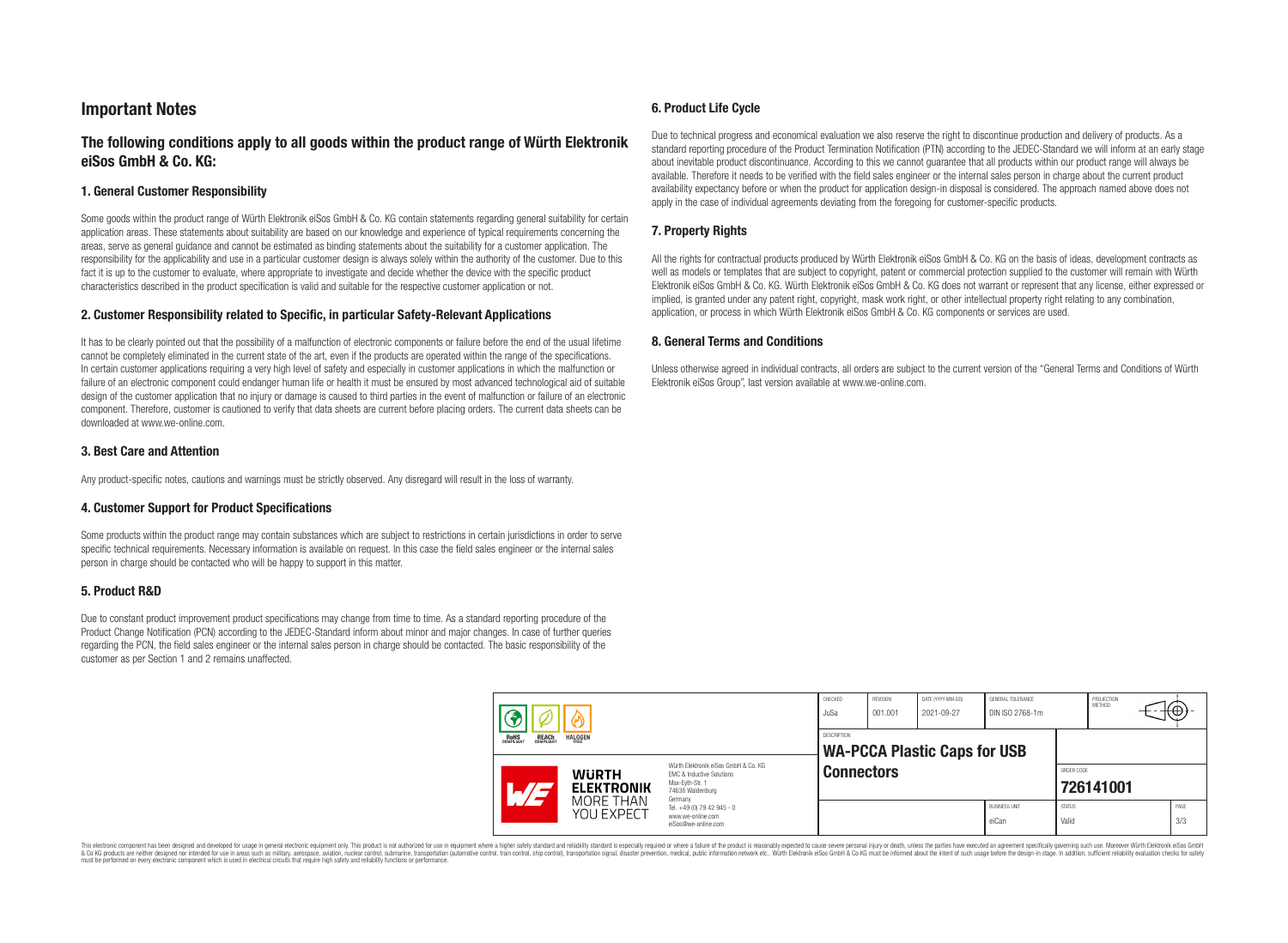# Important Notes

## The following conditions apply to all goods within the product range of Würth Elektronik eiSos GmbH & Co. KG:

### 1. General Customer Responsibility

Some goods within the product range of Würth Elektronik eiSos GmbH & Co. KG contain statements regarding general suitability for certain application areas. These statements about suitability are based on our knowledge and experience of typical requirements concerning the areas, serve as general guidance and cannot be estimated as binding statements about the suitability for a customer application. The responsibility for the applicability and use in a particular customer design is always solely within the authority of the customer. Due to this fact it is up to the customer to evaluate, where appropriate to investigate and decide whether the device with the specific product characteristics described in the product specification is valid and suitable for the respective customer application or not.

### 2. Customer Responsibility related to Specific, in particular Safety-Relevant Applications

It has to be clearly pointed out that the possibility of a malfunction of electronic components or failure before the end of the usual lifetime cannot be completely eliminated in the current state of the art, even if the products are operated within the range of the specifications. In certain customer applications requiring a very high level of safety and especially in customer applications in which the malfunction or failure of an electronic component could endanger human life or health it must be ensured by most advanced technological aid of suitable design of the customer application that no injury or damage is caused to third parties in the event of malfunction or failure of an electronic component. Therefore, customer is cautioned to verify that data sheets are current before placing orders. The current data sheets can be downloaded at www.we-online.com.

### 3. Best Care and Attention

Any product-specific notes, cautions and warnings must be strictly observed. Any disregard will result in the loss of warranty.

### 4. Customer Support for Product Specifications

Some products within the product range may contain substances which are subject to restrictions in certain jurisdictions in order to serve specific technical requirements. Necessary information is available on request. In this case the field sales engineer or the internal sales person in charge should be contacted who will be happy to support in this matter.

### 5. Product R&D

Due to constant product improvement product specifications may change from time to time. As a standard reporting procedure of the Product Change Notification (PCN) according to the JEDEC-Standard inform about minor and major changes. In case of further queries regarding the PCN, the field sales engineer or the internal sales person in charge should be contacted. The basic responsibility of the customer as per Section 1 and 2 remains unaffected.

### 6. Product Life Cycle

Due to technical progress and economical evaluation we also reserve the right to discontinue production and delivery of products. As a standard reporting procedure of the Product Termination Notification (PTN) according to the JEDEC-Standard we will inform at an early stage about inevitable product discontinuance. According to this we cannot guarantee that all products within our product range will always be available. Therefore it needs to be verified with the field sales engineer or the internal sales person in charge about the current product availability expectancy before or when the product for application design-in disposal is considered. The approach named above does not apply in the case of individual agreements deviating from the foregoing for customer-specific products.

### 7. Property Rights

All the rights for contractual products produced by Würth Elektronik eiSos GmbH & Co. KG on the basis of ideas, development contracts as well as models or templates that are subject to copyright, patent or commercial protection supplied to the customer will remain with Würth Elektronik eiSos GmbH & Co. KG. Würth Elektronik eiSos GmbH & Co. KG does not warrant or represent that any license, either expressed or implied, is granted under any patent right, copyright, mask work right, or other intellectual property right relating to any combination, application, or process in which Würth Elektronik eiSos GmbH & Co. KG components or services are used.

### 8. General Terms and Conditions

Unless otherwise agreed in individual contracts, all orders are subject to the current version of the "General Terms and Conditions of Würth Elektronik eiSos Group", last version available at www.we-online.com.

| | | | | | | |
|---|---|---|---|---|---|---|
| RoHS COMPLIANT / REACh COMPLIANT / HALOGEN FREE | CHECKED JuSa | REVISION 001.001 | DATE (YYYY-MM-DD) 2021-09-27 | GENERAL TOLERANCE DIN ISO 2768-1m | PROJECTION METHOD | |
| | DESCRIPTION **WA-PCCA Plastic Caps for USB Connectors** | | | | | |
| WÜRTH ELEKTRONIK MORE THAN YOU EXPECT — Würth Elektronik eiSos GmbH & Co. KG, EMC & Inductive Solutions, Max-Eyth-Str. 1, 74638 Waldenburg, Germany, Tel. +49 (0) 79 42 945 - 0, www.we-online.com, eiSos@we-online.com | | | | | ORDER CODE **726141001** | |
| | | | | BUSINESS UNIT eiCan | STATUS Valid | PAGE 3/3 |

This electronic component has been designed and developed for usage in general electronic equipment only. This product is not authorized for use in equipment where a higher safety standard and reliability standard is especially required or where a failure of the product is reasonably expected to cause severe personal injury or death, unless the parties have executed an agreement specifically governing such use. Moreover Würth Elektronik eiSos GmbH & Co KG products are neither designed nor intended for use in areas such as military, aerospace, aviation, nuclear control, submarine, transportation (automotive control, train control, ship control), transportation signal, disaster prevention, medical, public information network etc.. Würth Elektronik eiSos GmbH & Co KG must be informed about the intent of such usage before the design-in stage. In addition, sufficient reliability evaluation checks for safety must be performed on every electronic component which is used in electrical circuits that require high safety and reliability functions or performance.